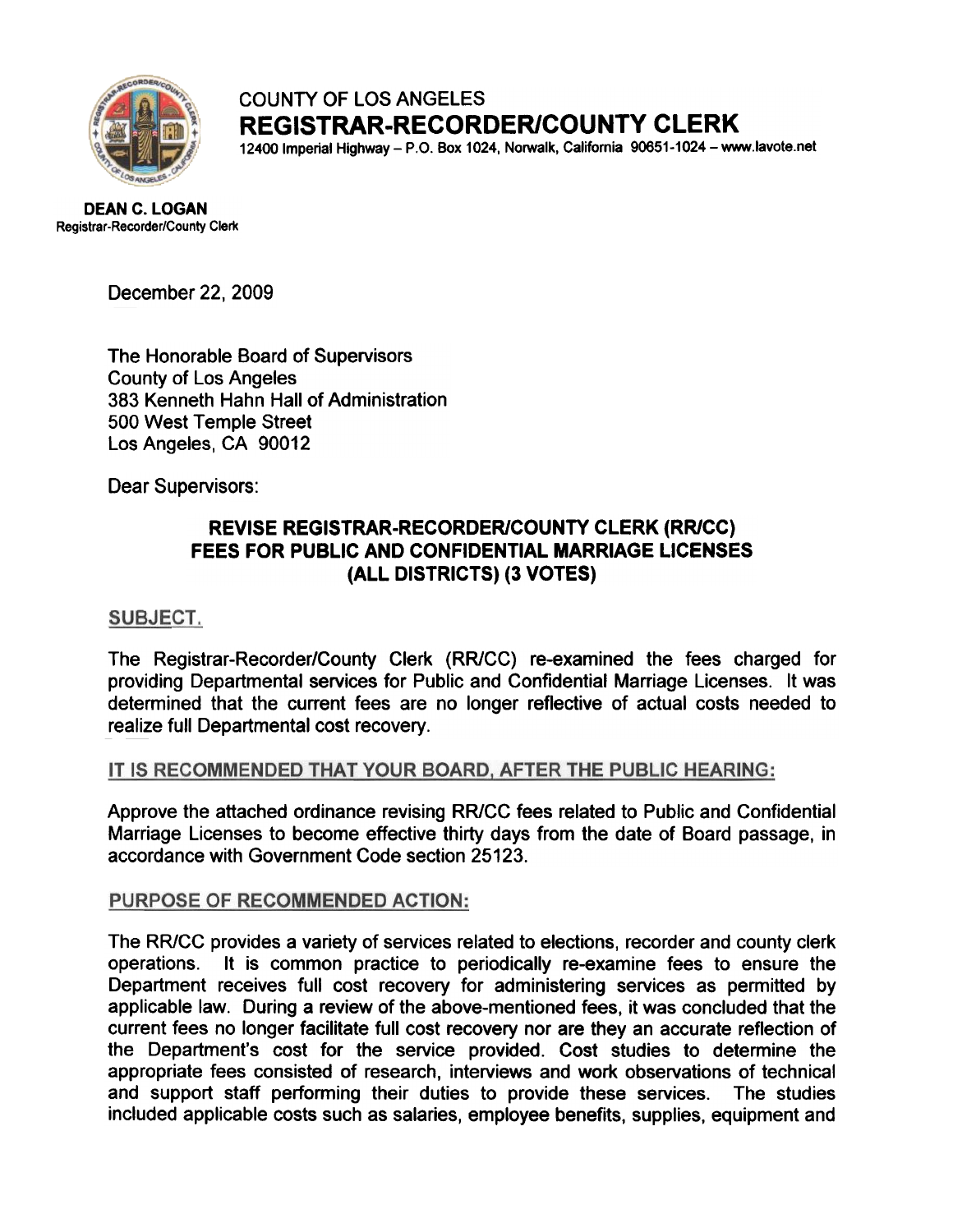COUNTY OF LOS ANGELES

**REGISTRAR-RECORDER/COUNTY CLERK**

12400 Imperial Highway – P.O. Box 1024, Norwalk, California 90651-1024 – www.lavote.net

**DEAN C. LOGAN**
Registrar-Recorder/County Clerk

December 22, 2009

The Honorable Board of Supervisors
County of Los Angeles
383 Kenneth Hahn Hall of Administration
500 West Temple Street
Los Angeles, CA 90012

Dear Supervisors:

**REVISE REGISTRAR-RECORDER/COUNTY CLERK (RR/CC) FEES FOR PUBLIC AND CONFIDENTIAL MARRIAGE LICENSES (ALL DISTRICTS) (3 VOTES)**

## SUBJECT.

The Registrar-Recorder/County Clerk (RR/CC) re-examined the fees charged for providing Departmental services for Public and Confidential Marriage Licenses. It was determined that the current fees are no longer reflective of actual costs needed to realize full Departmental cost recovery.

## IT IS RECOMMENDED THAT YOUR BOARD, AFTER THE PUBLIC HEARING:

Approve the attached ordinance revising RR/CC fees related to Public and Confidential Marriage Licenses to become effective thirty days from the date of Board passage, in accordance with Government Code section 25123.

## PURPOSE OF RECOMMENDED ACTION:

The RR/CC provides a variety of services related to elections, recorder and county clerk operations. It is common practice to periodically re-examine fees to ensure the Department receives full cost recovery for administering services as permitted by applicable law. During a review of the above-mentioned fees, it was concluded that the current fees no longer facilitate full cost recovery nor are they an accurate reflection of the Department's cost for the service provided. Cost studies to determine the appropriate fees consisted of research, interviews and work observations of technical and support staff performing their duties to provide these services. The studies included applicable costs such as salaries, employee benefits, supplies, equipment and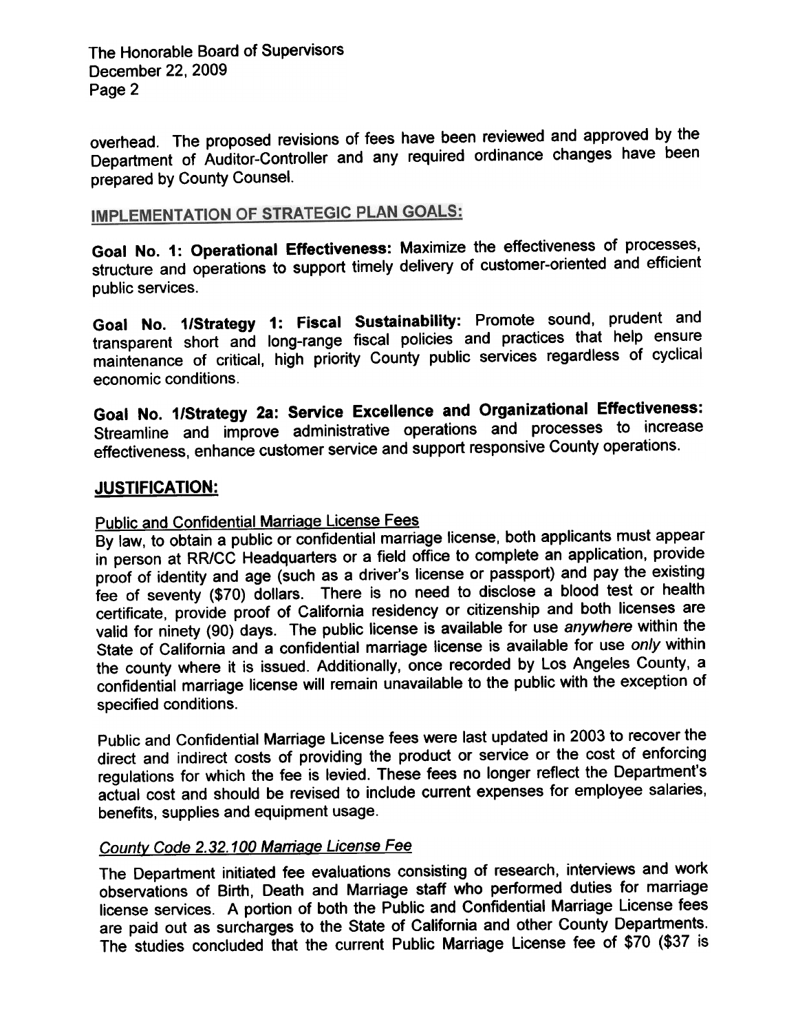overhead. The proposed revisions of fees have been reviewed and approved by the Department of Auditor-Controller and any required ordinance changes have been prepared by County Counsel.

## IMPLEMENTATION OF STRATEGIC PLAN GOALS:

**Goal No. 1: Operational Effectiveness:** Maximize the effectiveness of processes, structure and operations to support timely delivery of customer-oriented and efficient public services.

**Goal No. 1/Strategy 1: Fiscal Sustainability:** Promote sound, prudent and transparent short and long-range fiscal policies and practices that help ensure maintenance of critical, high priority County public services regardless of cyclical economic conditions.

**Goal No. 1/Strategy 2a: Service Excellence and Organizational Effectiveness:** Streamline and improve administrative operations and processes to increase effectiveness, enhance customer service and support responsive County operations.

## JUSTIFICATION:

### Public and Confidential Marriage License Fees

By law, to obtain a public or confidential marriage license, both applicants must appear in person at RR/CC Headquarters or a field office to complete an application, provide proof of identity and age (such as a driver's license or passport) and pay the existing fee of seventy ($70) dollars. There is no need to disclose a blood test or health certificate, provide proof of California residency or citizenship and both licenses are valid for ninety (90) days. The public license is available for use *anywhere* within the State of California and a confidential marriage license is available for use *only* within the county where it is issued. Additionally, once recorded by Los Angeles County, a confidential marriage license will remain unavailable to the public with the exception of specified conditions.

Public and Confidential Marriage License fees were last updated in 2003 to recover the direct and indirect costs of providing the product or service or the cost of enforcing regulations for which the fee is levied. These fees no longer reflect the Department's actual cost and should be revised to include current expenses for employee salaries, benefits, supplies and equipment usage.

### *County Code 2.32.100 Marriage License Fee*

The Department initiated fee evaluations consisting of research, interviews and work observations of Birth, Death and Marriage staff who performed duties for marriage license services. A portion of both the Public and Confidential Marriage License fees are paid out as surcharges to the State of California and other County Departments. The studies concluded that the current Public Marriage License fee of $70 ($37 is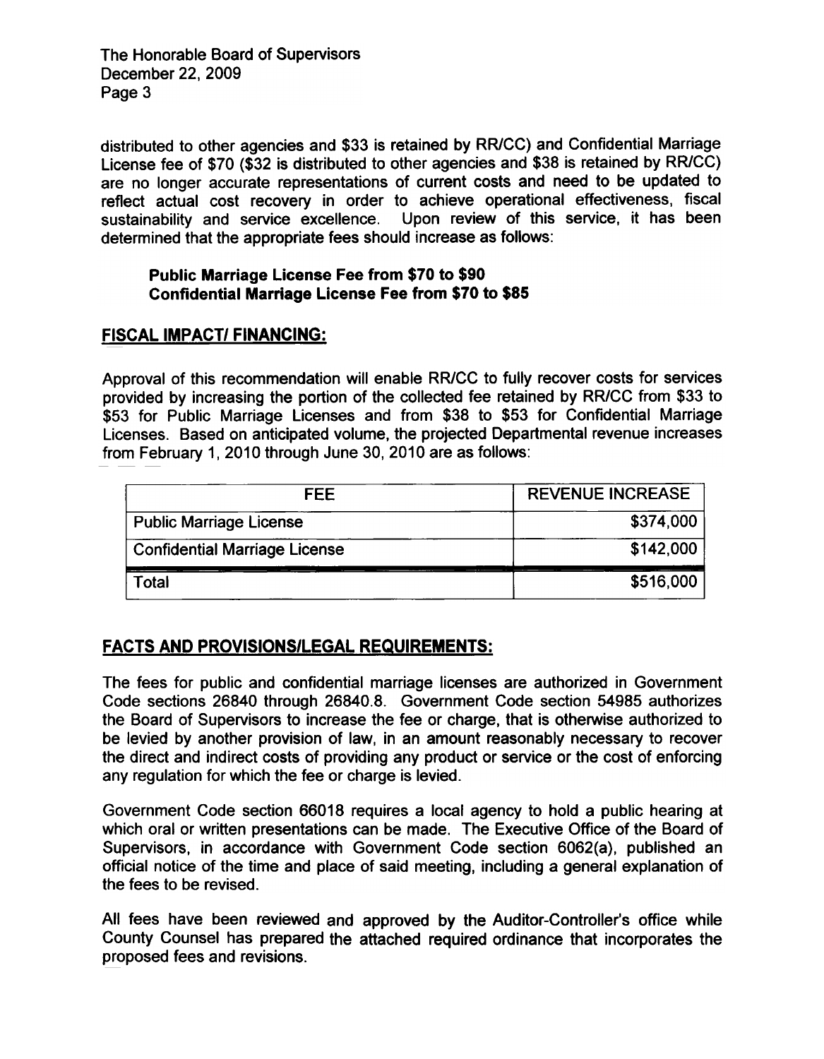distributed to other agencies and $33 is retained by RR/CC) and Confidential Marriage License fee of $70 ($32 is distributed to other agencies and $38 is retained by RR/CC) are no longer accurate representations of current costs and need to be updated to reflect actual cost recovery in order to achieve operational effectiveness, fiscal sustainability and service excellence. Upon review of this service, it has been determined that the appropriate fees should increase as follows:

**Public Marriage License Fee from $70 to $90**
**Confidential Marriage License Fee from $70 to $85**

## FISCAL IMPACT/ FINANCING:

Approval of this recommendation will enable RR/CC to fully recover costs for services provided by increasing the portion of the collected fee retained by RR/CC from $33 to $53 for Public Marriage Licenses and from $38 to $53 for Confidential Marriage Licenses. Based on anticipated volume, the projected Departmental revenue increases from February 1, 2010 through June 30, 2010 are as follows:

| FEE | REVENUE INCREASE |
|---|---|
| Public Marriage License | $374,000 |
| Confidential Marriage License | $142,000 |
| Total | $516,000 |

## FACTS AND PROVISIONS/LEGAL REQUIREMENTS:

The fees for public and confidential marriage licenses are authorized in Government Code sections 26840 through 26840.8. Government Code section 54985 authorizes the Board of Supervisors to increase the fee or charge, that is otherwise authorized to be levied by another provision of law, in an amount reasonably necessary to recover the direct and indirect costs of providing any product or service or the cost of enforcing any regulation for which the fee or charge is levied.

Government Code section 66018 requires a local agency to hold a public hearing at which oral or written presentations can be made. The Executive Office of the Board of Supervisors, in accordance with Government Code section 6062(a), published an official notice of the time and place of said meeting, including a general explanation of the fees to be revised.

All fees have been reviewed and approved by the Auditor-Controller's office while County Counsel has prepared the attached required ordinance that incorporates the proposed fees and revisions.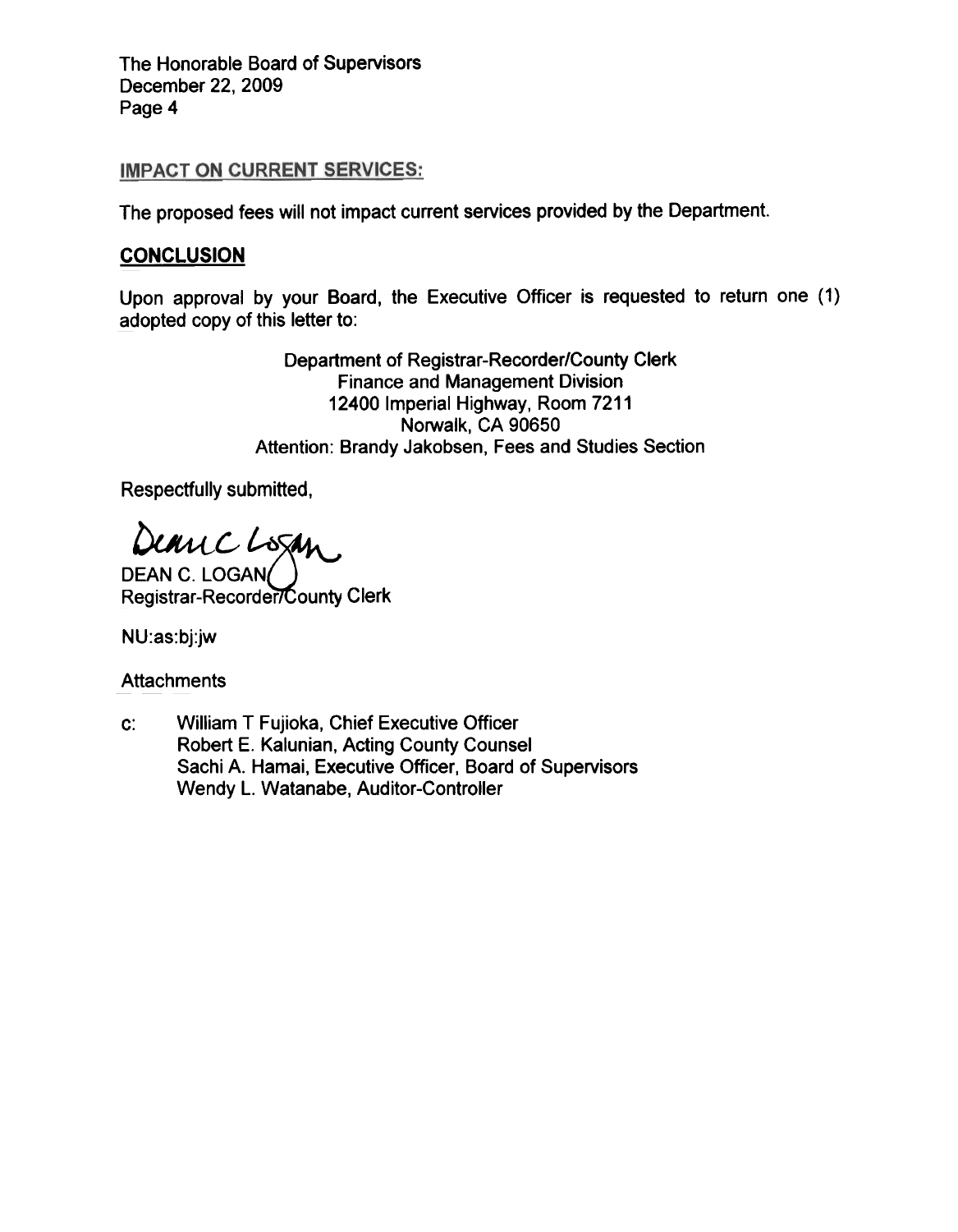## IMPACT ON CURRENT SERVICES:

The proposed fees will not impact current services provided by the Department.

## CONCLUSION

Upon approval by your Board, the Executive Officer is requested to return one (1) adopted copy of this letter to:

Department of Registrar-Recorder/County Clerk
Finance and Management Division
12400 Imperial Highway, Room 7211
Norwalk, CA 90650
Attention: Brandy Jakobsen, Fees and Studies Section

Respectfully submitted,

Dean C Logan

DEAN C. LOGAN
Registrar-Recorder/County Clerk

NU:as:bj:jw

Attachments

c: William T Fujioka, Chief Executive Officer
Robert E. Kalunian, Acting County Counsel
Sachi A. Hamai, Executive Officer, Board of Supervisors
Wendy L. Watanabe, Auditor-Controller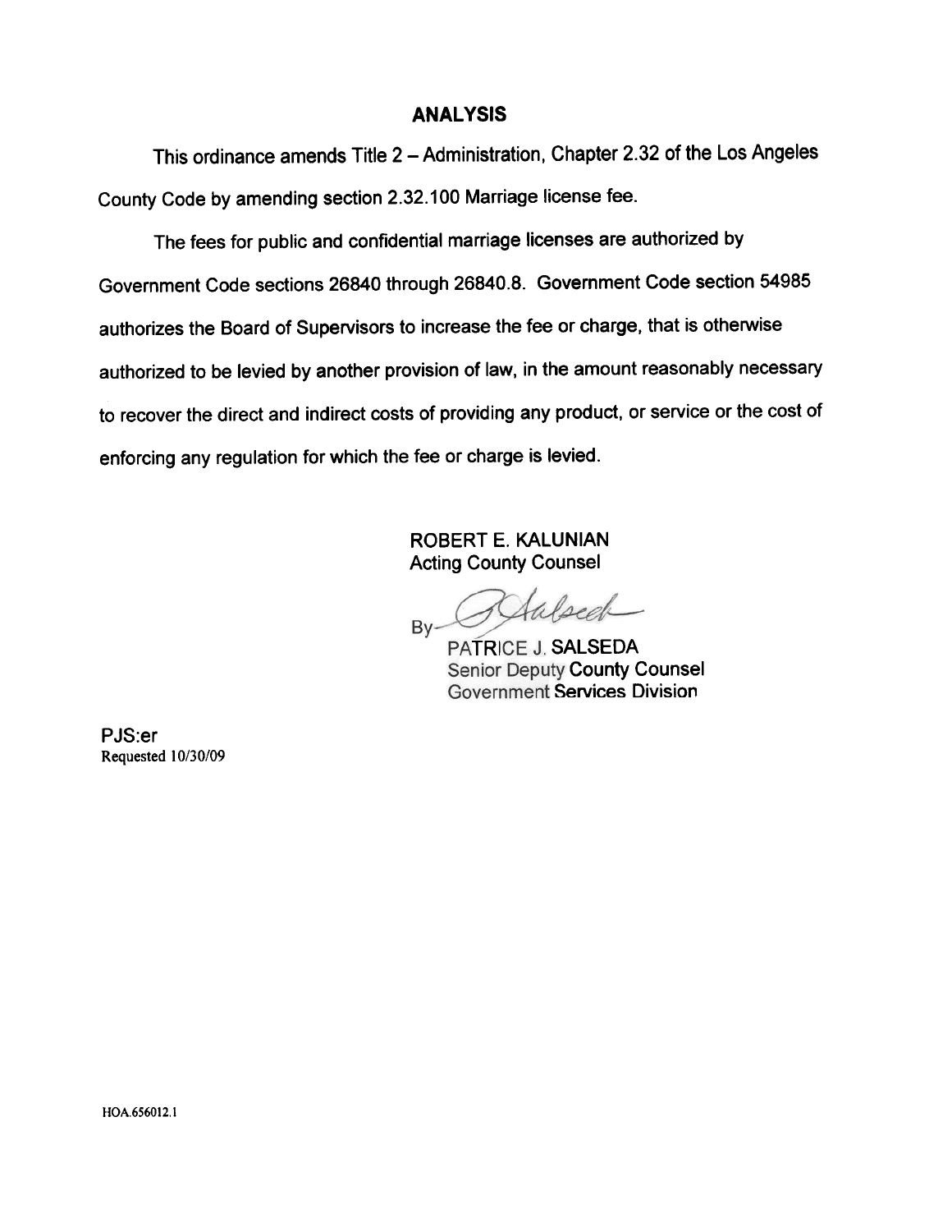## ANALYSIS

This ordinance amends Title 2 – Administration, Chapter 2.32 of the Los Angeles County Code by amending section 2.32.100 Marriage license fee.

The fees for public and confidential marriage licenses are authorized by Government Code sections 26840 through 26840.8. Government Code section 54985 authorizes the Board of Supervisors to increase the fee or charge, that is otherwise authorized to be levied by another provision of law, in the amount reasonably necessary to recover the direct and indirect costs of providing any product, or service or the cost of enforcing any regulation for which the fee or charge is levied.

ROBERT E. KALUNIAN
Acting County Counsel

By PJSalseda

PATRICE J. SALSEDA
Senior Deputy County Counsel
Government Services Division

PJS:er
Requested 10/30/09

HOA.656012.1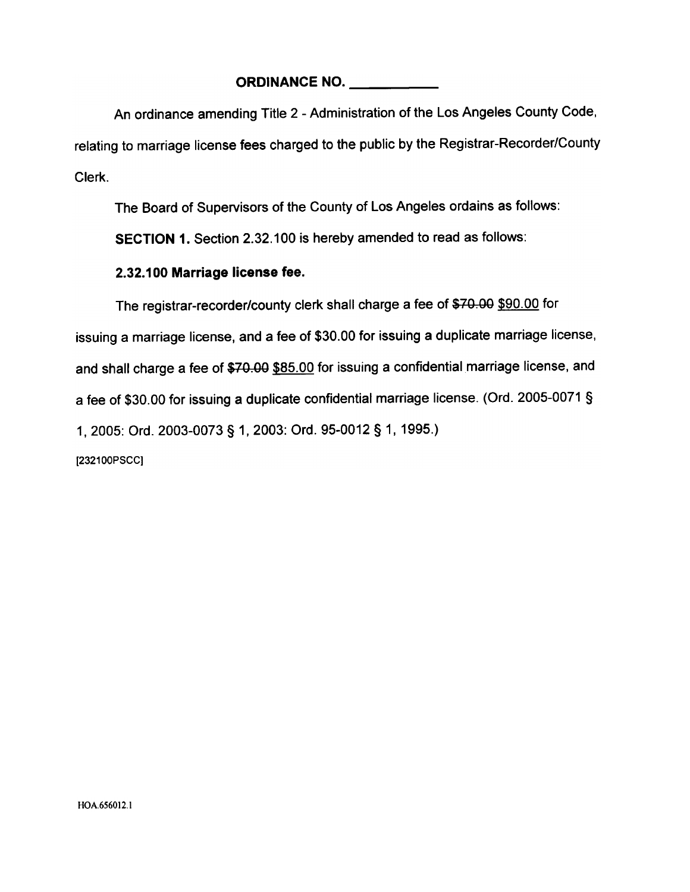**ORDINANCE NO. ___________**

An ordinance amending Title 2 - Administration of the Los Angeles County Code, relating to marriage license fees charged to the public by the Registrar-Recorder/County Clerk.

The Board of Supervisors of the County of Los Angeles ordains as follows:

**SECTION 1.** Section 2.32.100 is hereby amended to read as follows:

**2.32.100 Marriage license fee.**

The registrar-recorder/county clerk shall charge a fee of ~~$70.00~~ <u>$90.00</u> for issuing a marriage license, and a fee of $30.00 for issuing a duplicate marriage license, and shall charge a fee of ~~$70.00~~ <u>$85.00</u> for issuing a confidential marriage license, and a fee of $30.00 for issuing a duplicate confidential marriage license. (Ord. 2005-0071 § 1, 2005: Ord. 2003-0073 § 1, 2003: Ord. 95-0012 § 1, 1995.)

[232100PSCC]

HOA.656012.1